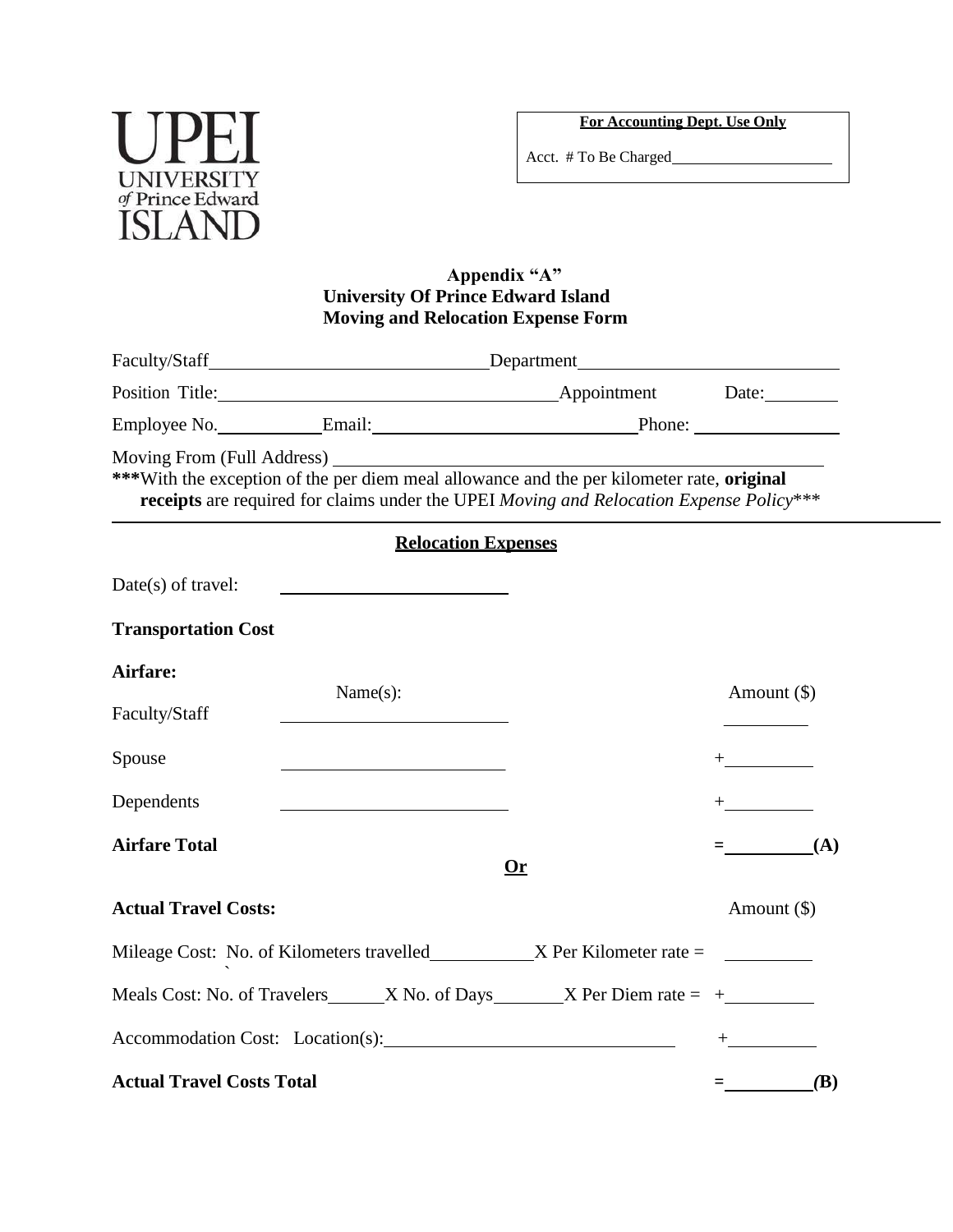UPEI
UNIVERSITY
of Prince Edward
ISLAND

**For Accounting Dept. Use Only**

Acct. # To Be Charged\_\_\_\_\_\_\_\_\_\_\_\_\_\_\_\_\_\_\_\_

**Appendix "A"**
**University Of Prince Edward Island**
**Moving and Relocation Expense Form**

Faculty/Staff\_\_\_\_\_\_\_\_\_\_\_\_\_\_\_\_\_\_\_\_\_\_\_\_\_\_\_\_\_\_Department\_\_\_\_\_\_\_\_\_\_\_\_\_\_\_\_\_\_\_\_\_\_\_\_\_\_\_\_

Position Title:\_\_\_\_\_\_\_\_\_\_\_\_\_\_\_\_\_\_\_\_\_\_\_\_\_\_\_\_\_\_\_\_\_\_\_\_\_\_\_Appointment Date:\_\_\_\_\_\_\_\_

Employee No.\_\_\_\_\_\_\_\_\_\_\_Email:\_\_\_\_\_\_\_\_\_\_\_\_\_\_\_\_\_\_\_\_\_\_\_\_\_\_\_\_\_\_Phone: \_\_\_\_\_\_\_\_\_\_\_\_\_\_\_\_

Moving From (Full Address) \_\_\_\_\_\_\_\_\_\_\_\_\_\_\_\_\_\_\_\_\_\_\_\_\_\_\_\_\_\_\_\_\_\_\_\_\_\_\_\_\_\_\_\_\_\_\_\_\_\_\_\_\_\_

**\*\*\***With the exception of the per diem meal allowance and the per kilometer rate, **original receipts** are required for claims under the UPEI *Moving and Relocation Expense Policy*\*\*\*

---

## Relocation Expenses

Date(s) of travel: \_\_\_\_\_\_\_\_\_\_\_\_\_\_\_\_\_\_\_\_\_\_\_\_\_

**Transportation Cost**

**Airfare:**

| | Name(s): | Amount ($) |
|---|---|---|
| Faculty/Staff | \_\_\_\_\_\_\_\_\_\_\_\_\_\_\_\_\_\_\_\_\_\_\_\_\_ | \_\_\_\_\_\_\_\_\_ |
| Spouse | \_\_\_\_\_\_\_\_\_\_\_\_\_\_\_\_\_\_\_\_\_\_\_\_\_ | +\_\_\_\_\_\_\_\_\_ |
| Dependents | \_\_\_\_\_\_\_\_\_\_\_\_\_\_\_\_\_\_\_\_\_\_\_\_\_ | +\_\_\_\_\_\_\_\_\_ |
| **Airfare Total** | | **=\_\_\_\_\_\_\_\_\_(A)** |

**Or**

**Actual Travel Costs:** Amount ($)

Mileage Cost: No. of Kilometers travelled\_\_\_\_\_\_\_\_\_\_\_X Per Kilometer rate = \_\_\_\_\_\_\_\_\_

Meals Cost: No. of Travelers\_\_\_\_\_\_X No. of Days\_\_\_\_\_\_\_\_X Per Diem rate = +\_\_\_\_\_\_\_\_\_

Accommodation Cost: Location(s):\_\_\_\_\_\_\_\_\_\_\_\_\_\_\_\_\_\_\_\_\_\_\_\_\_\_\_\_\_\_\_ +\_\_\_\_\_\_\_\_\_

**Actual Travel Costs Total** **=\_\_\_\_\_\_\_\_\_(B)**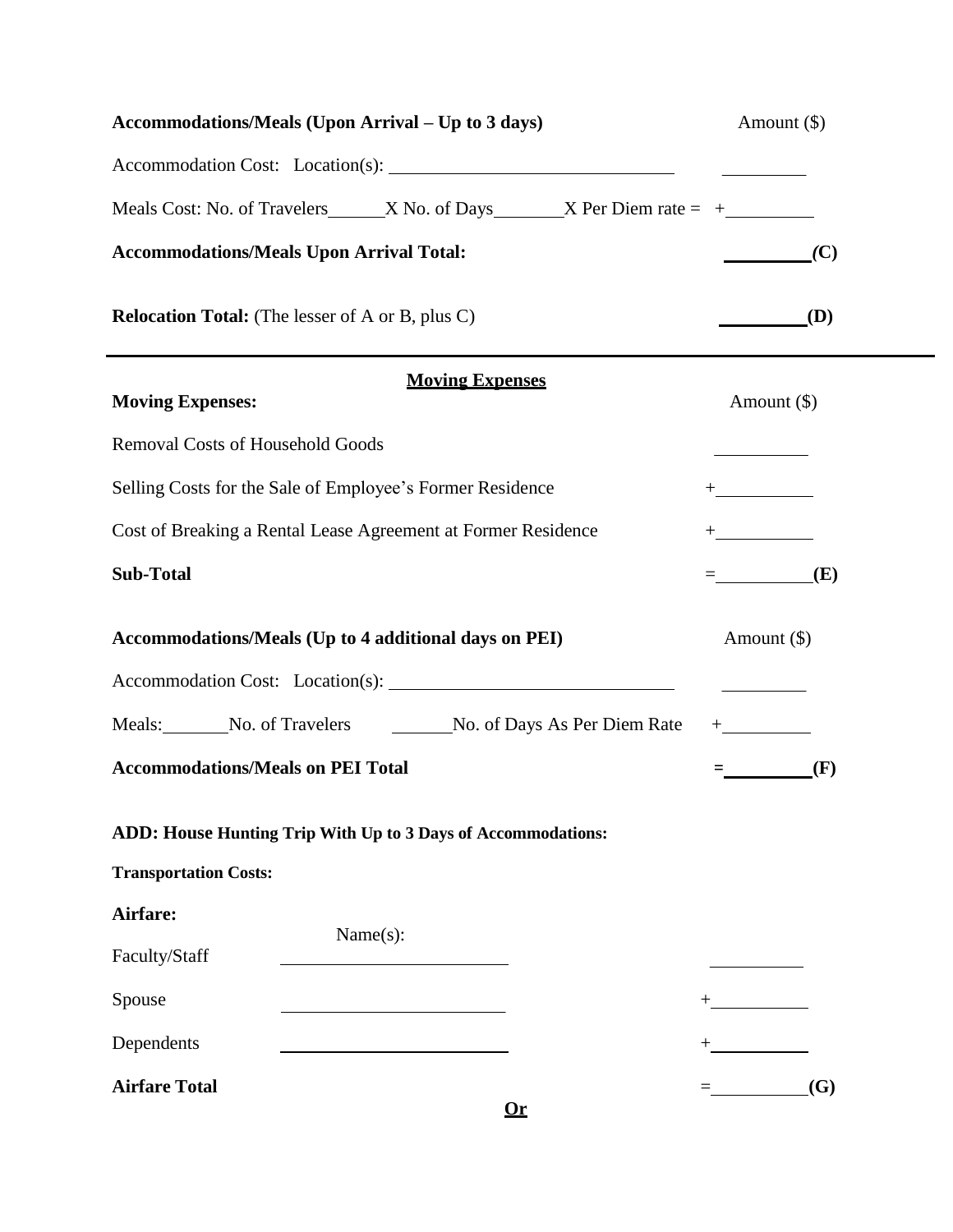| **Accommodations/Meals (Upon Arrival – Up to 3 days)** | Amount ($) |
|---|---|
| Accommodation Cost: Location(s): ______________________________ | _________ |
| Meals Cost: No. of Travelers______X No. of Days________X Per Diem rate = | +_________ |
| **Accommodations/Meals Upon Arrival Total:** | _________ ***(C)*** |
| **Relocation Total:** (The lesser of A or B, plus C) | _________ **(D)** |

---

## Moving Expenses

| **Moving Expenses:** | Amount ($) |
|---|---|
| Removal Costs of Household Goods | __________ |
| Selling Costs for the Sale of Employee's Former Residence | +__________ |
| Cost of Breaking a Rental Lease Agreement at Former Residence | +__________ |
| **Sub-Total** | =__________ **(E)** |

| **Accommodations/Meals (Up to 4 additional days on PEI)** | Amount ($) |
|---|---|
| Accommodation Cost: Location(s): ______________________________ | _________ |
| Meals:_______No. of Travelers ______No. of Days As Per Diem Rate | +_________ |
| **Accommodations/Meals on PEI Total** | **=_________ (F)** |

**ADD: House Hunting Trip With Up to 3 Days of Accommodations:**

**Transportation Costs:**

**Airfare:**

| | Name(s): | |
|---|---|---|
| Faculty/Staff | ________________________ | __________ |
| Spouse | ________________________ | +__________ |
| Dependents | ________________________ | +__________ |
| **Airfare Total** | | =__________ **(G)** |

**<u>Or</u>**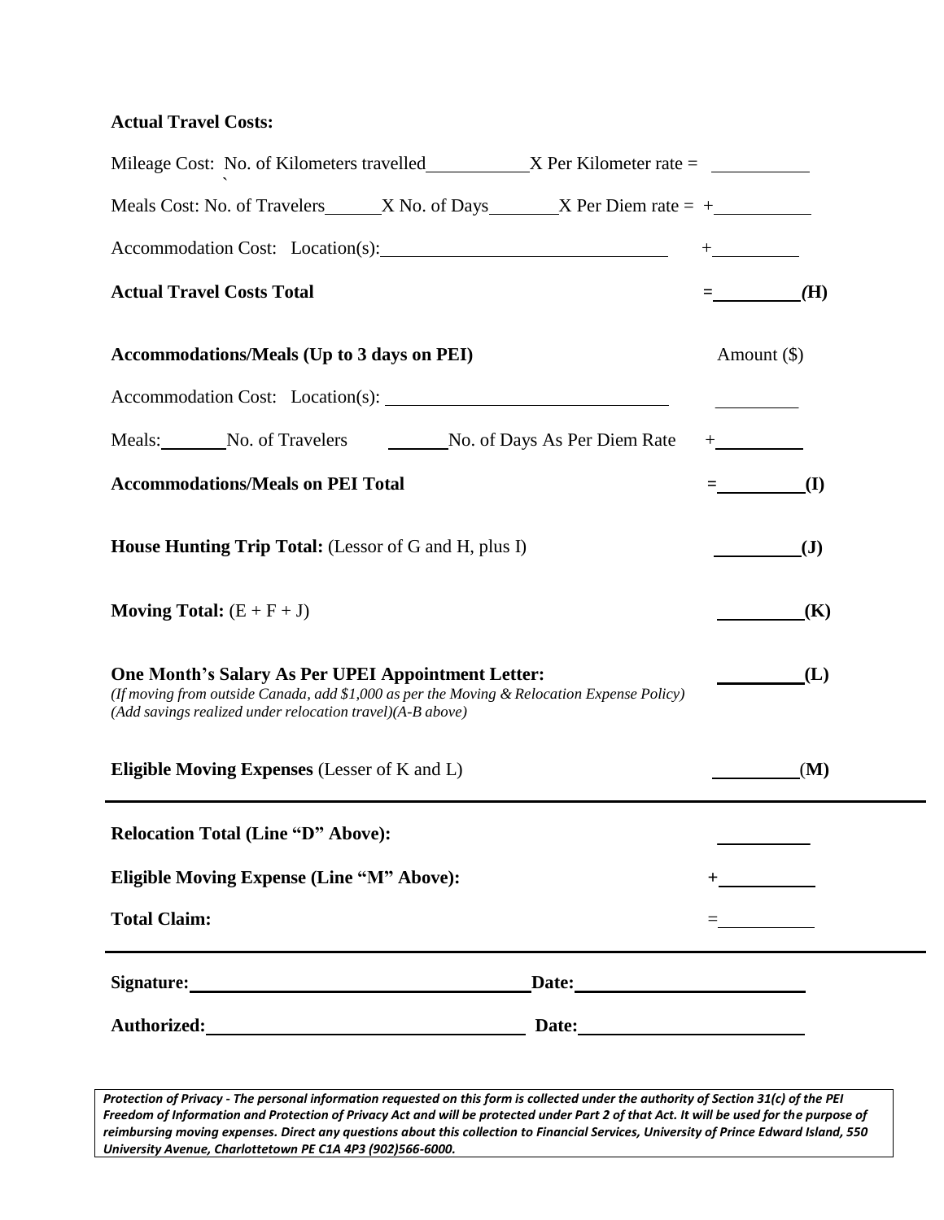**Actual Travel Costs:**

Mileage Cost: No. of Kilometers travelled\_\_\_\_\_\_\_\_\_\_ X Per Kilometer rate = \_\_\_\_\_\_\_\_\_\_

Meals Cost: No. of Travelers\_\_\_\_\_\_ X No. of Days\_\_\_\_\_\_\_ X Per Diem rate = +\_\_\_\_\_\_\_\_\_\_

Accommodation Cost: Location(s):\_\_\_\_\_\_\_\_\_\_\_\_\_\_\_\_\_\_\_\_\_\_\_\_\_\_\_\_\_\_ +\_\_\_\_\_\_\_\_\_\_

**Actual Travel Costs Total** **=\_\_\_\_\_\_\_\_\_\_ *(H)***

**Accommodations/Meals (Up to 3 days on PEI)** Amount ($)

Accommodation Cost: Location(s): \_\_\_\_\_\_\_\_\_\_\_\_\_\_\_\_\_\_\_\_\_\_\_\_\_\_\_\_\_\_ \_\_\_\_\_\_\_\_\_\_

Meals:\_\_\_\_\_\_\_ No. of Travelers \_\_\_\_\_\_ No. of Days As Per Diem Rate +\_\_\_\_\_\_\_\_\_\_

**Accommodations/Meals on PEI Total** **=\_\_\_\_\_\_\_\_\_\_ (I)**

**House Hunting Trip Total:** (Lessor of G and H, plus I) \_\_\_\_\_\_\_\_\_\_ **(J)**

**Moving Total:** (E + F + J) \_\_\_\_\_\_\_\_\_\_ **(K)**

**One Month's Salary As Per UPEI Appointment Letter:** \_\_\_\_\_\_\_\_\_\_ **(L)**
*(If moving from outside Canada, add $1,000 as per the Moving & Relocation Expense Policy)*
*(Add savings realized under relocation travel)(A-B above)*

**Eligible Moving Expenses** (Lesser of K and L) \_\_\_\_\_\_\_\_\_\_ (**M**)

---

**Relocation Total (Line "D" Above):** \_\_\_\_\_\_\_\_\_\_

**Eligible Moving Expense (Line "M" Above):** +\_\_\_\_\_\_\_\_\_\_

**Total Claim:** =\_\_\_\_\_\_\_\_\_\_

---

**Signature:**\_\_\_\_\_\_\_\_\_\_\_\_\_\_\_\_\_\_\_\_\_\_\_\_\_\_\_\_\_\_\_\_\_\_ **Date:**\_\_\_\_\_\_\_\_\_\_\_\_\_\_\_\_\_\_\_\_\_\_\_\_

**Authorized:**\_\_\_\_\_\_\_\_\_\_\_\_\_\_\_\_\_\_\_\_\_\_\_\_\_\_\_\_\_\_\_\_\_ **Date:**\_\_\_\_\_\_\_\_\_\_\_\_\_\_\_\_\_\_\_\_\_\_\_\_

***Protection of Privacy - The personal information requested on this form is collected under the authority of Section 31(c) of the PEI Freedom of Information and Protection of Privacy Act and will be protected under Part 2 of that Act. It will be used for the purpose of reimbursing moving expenses. Direct any questions about this collection to Financial Services, University of Prince Edward Island, 550 University Avenue, Charlottetown PE C1A 4P3 (902)566-6000.***